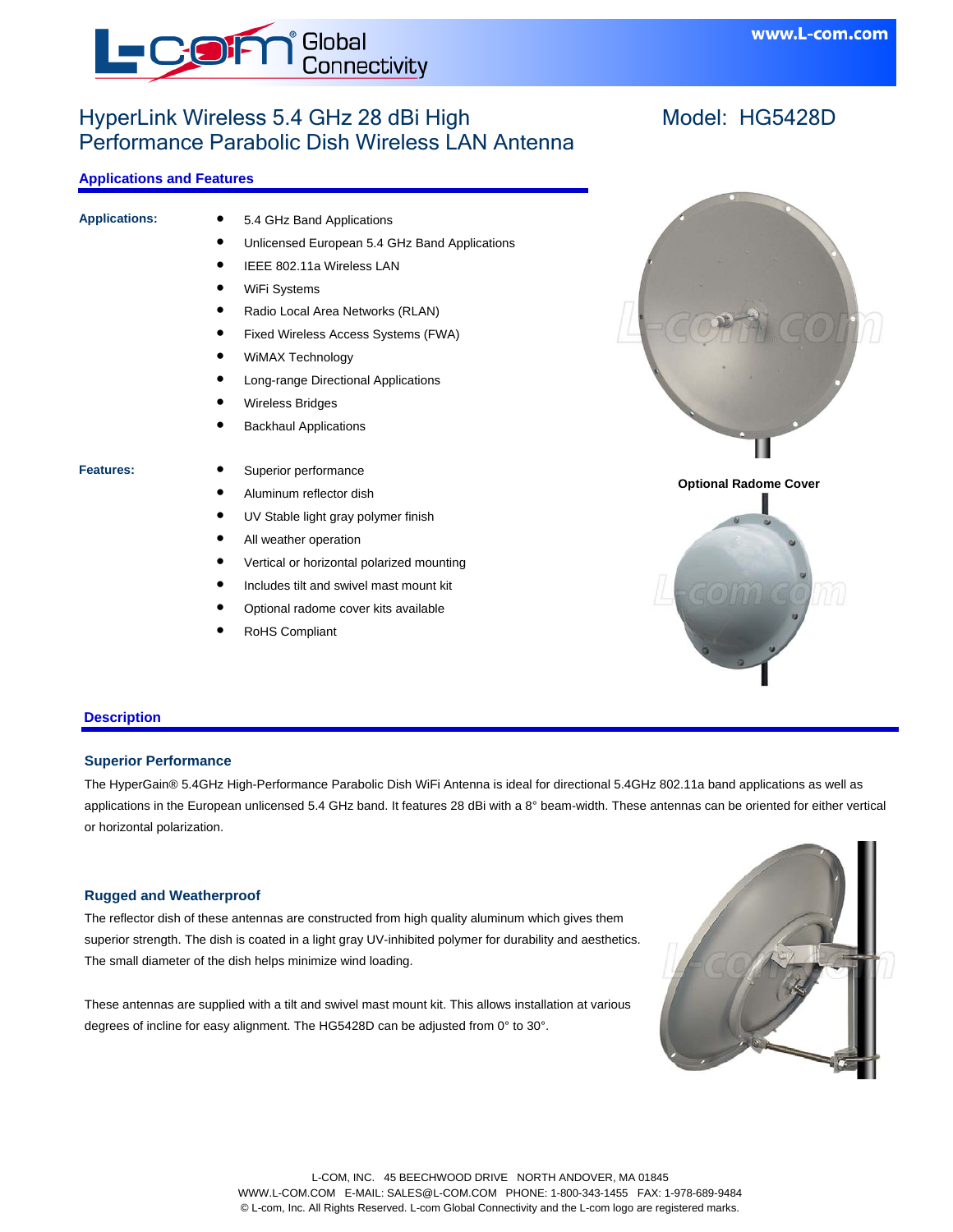# HyperLink Wireless 5.4 GHz 28 dBi High Performance Parabolic Dish Wireless LAN Antenna

**Model: HG5428D**

## Applications and Features

**Applications:**

- 5.4 GHz Band Applications
- Unlicensed European 5.4 GHz Band Applications
- IEEE 802.11a Wireless LAN
- WiFi Systems
- Radio Local Area Networks (RLAN)
- Fixed Wireless Access Systems (FWA)
- WiMAX Technology
- Long-range Directional Applications
- Wireless Bridges
- Backhaul Applications

**Features:**

- Superior performance
- Aluminum reflector dish
- UV Stable light gray polymer finish
- All weather operation
- Vertical or horizontal polarized mounting
- Includes tilt and swivel mast mount kit
- Optional radome cover kits available
- RoHS Compliant

**Optional Radome Cover**

## Description

### Superior Performance

The HyperGain® 5.4GHz High-Performance Parabolic Dish WiFi Antenna is ideal for directional 5.4GHz 802.11a band applications as well as applications in the European unlicensed 5.4 GHz band. It features 28 dBi with a 8° beam-width. These antennas can be oriented for either vertical or horizontal polarization.

### Rugged and Weatherproof

The reflector dish of these antennas are constructed from high quality aluminum which gives them superior strength. The dish is coated in a light gray UV-inhibited polymer for durability and aesthetics. The small diameter of the dish helps minimize wind loading.

These antennas are supplied with a tilt and swivel mast mount kit. This allows installation at various degrees of incline for easy alignment. The HG5428D can be adjusted from 0° to 30°.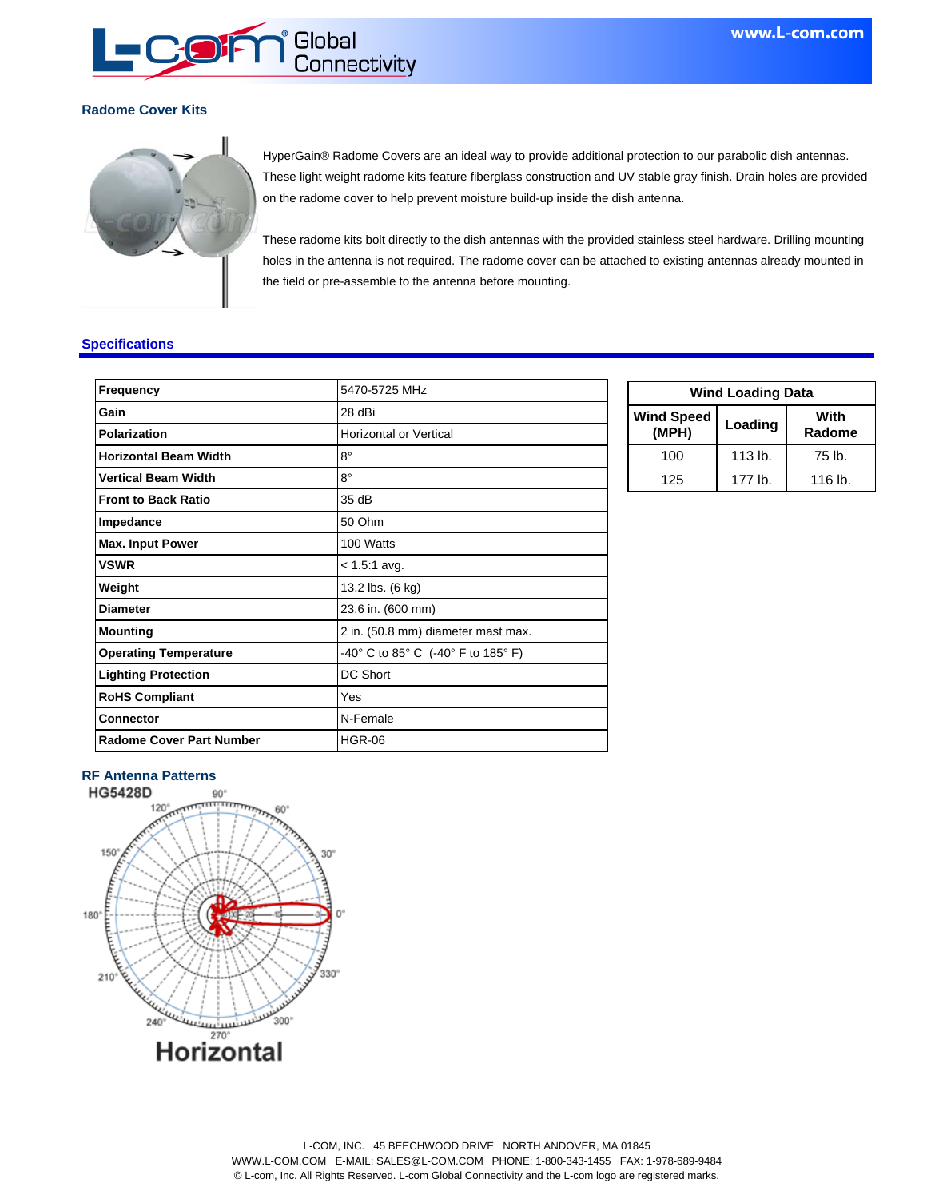## Radome Cover Kits

HyperGain® Radome Covers are an ideal way to provide additional protection to our parabolic dish antennas. These light weight radome kits feature fiberglass construction and UV stable gray finish. Drain holes are provided on the radome cover to help prevent moisture build-up inside the dish antenna.

These radome kits bolt directly to the dish antennas with the provided stainless steel hardware. Drilling mounting holes in the antenna is not required. The radome cover can be attached to existing antennas already mounted in the field or pre-assemble to the antenna before mounting.

## Specifications

| | |
|---|---|
| **Frequency** | 5470-5725 MHz |
| **Gain** | 28 dBi |
| **Polarization** | Horizontal or Vertical |
| **Horizontal Beam Width** | 8° |
| **Vertical Beam Width** | 8° |
| **Front to Back Ratio** | 35 dB |
| **Impedance** | 50 Ohm |
| **Max. Input Power** | 100 Watts |
| **VSWR** | < 1.5:1 avg. |
| **Weight** | 13.2 lbs. (6 kg) |
| **Diameter** | 23.6 in. (600 mm) |
| **Mounting** | 2 in. (50.8 mm) diameter mast max. |
| **Operating Temperature** | -40° C to 85° C (-40° F to 185° F) |
| **Lighting Protection** | DC Short |
| **RoHS Compliant** | Yes |
| **Connector** | N-Female |
| **Radome Cover Part Number** | HGR-06 |

| Wind Loading Data | | |
|---|---|---|
| **Wind Speed (MPH)** | **Loading** | **With Radome** |
| 100 | 113 lb. | 75 lb. |
| 125 | 177 lb. | 116 lb. |

## RF Antenna Patterns

HG5428D

90°
120°
60°
150°
30°
180°
0°
210°
330°
240°
300°
270°

Horizontal

L-COM, INC. 45 BEECHWOOD DRIVE NORTH ANDOVER, MA 01845
WWW.L-COM.COM E-MAIL: SALES@L-COM.COM PHONE: 1-800-343-1455 FAX: 1-978-689-9484
© L-com, Inc. All Rights Reserved. L-com Global Connectivity and the L-com logo are registered marks.